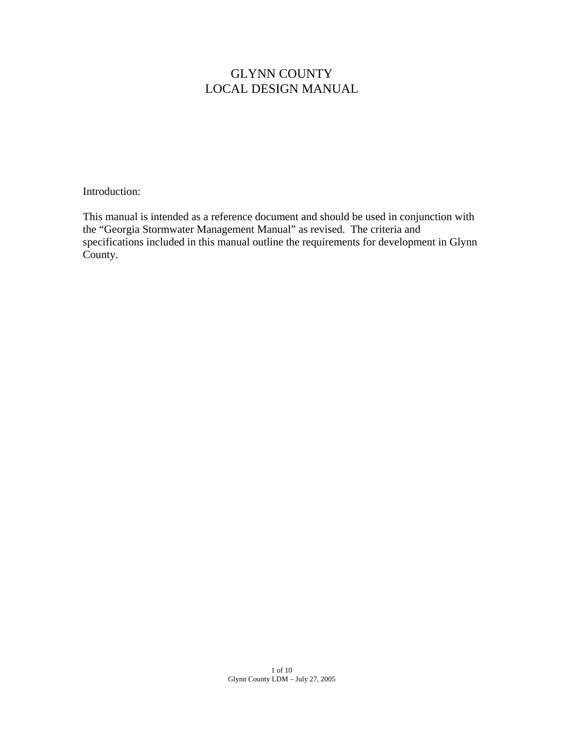# GLYNN COUNTY
# LOCAL DESIGN MANUAL

Introduction:

This manual is intended as a reference document and should be used in conjunction with the "Georgia Stormwater Management Manual" as revised. The criteria and specifications included in this manual outline the requirements for development in Glynn County.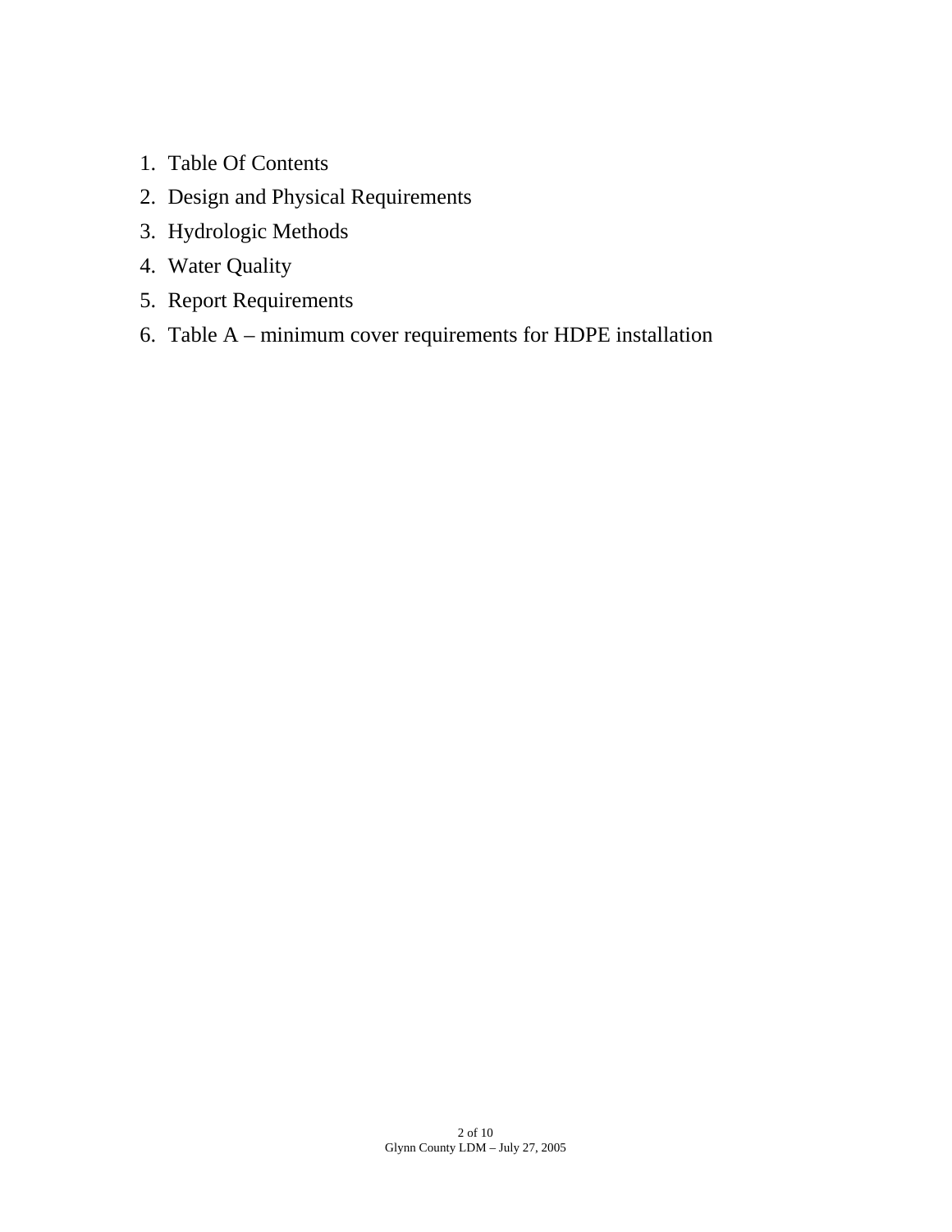1. Table Of Contents
2. Design and Physical Requirements
3. Hydrologic Methods
4. Water Quality
5. Report Requirements
6. Table A – minimum cover requirements for HDPE installation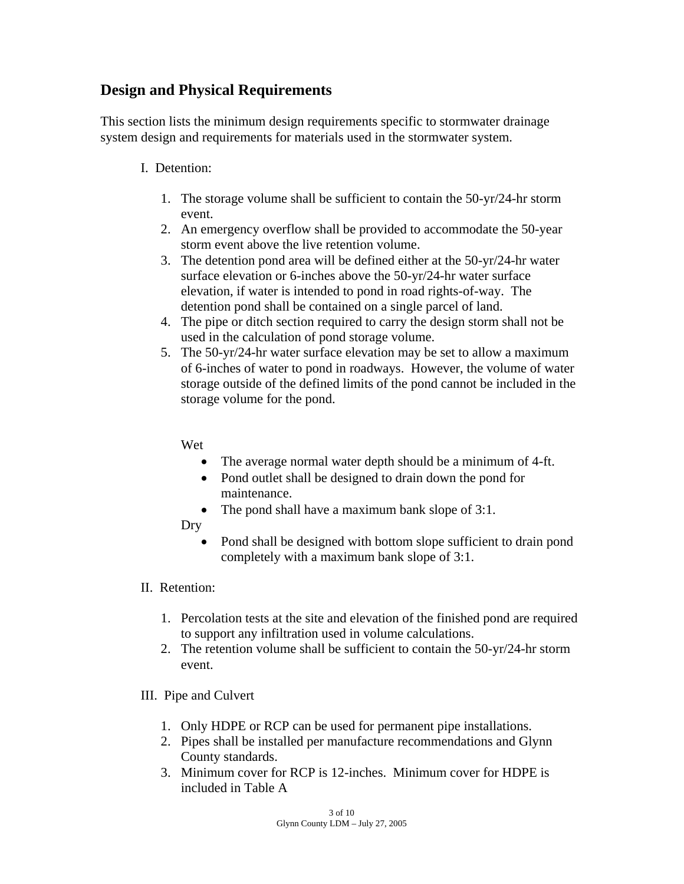## Design and Physical Requirements

This section lists the minimum design requirements specific to stormwater drainage system design and requirements for materials used in the stormwater system.

I. Detention:

1. The storage volume shall be sufficient to contain the 50-yr/24-hr storm event.
2. An emergency overflow shall be provided to accommodate the 50-year storm event above the live retention volume.
3. The detention pond area will be defined either at the 50-yr/24-hr water surface elevation or 6-inches above the 50-yr/24-hr water surface elevation, if water is intended to pond in road rights-of-way. The detention pond shall be contained on a single parcel of land.
4. The pipe or ditch section required to carry the design storm shall not be used in the calculation of pond storage volume.
5. The 50-yr/24-hr water surface elevation may be set to allow a maximum of 6-inches of water to pond in roadways. However, the volume of water storage outside of the defined limits of the pond cannot be included in the storage volume for the pond.

Wet

- The average normal water depth should be a minimum of 4-ft.
- Pond outlet shall be designed to drain down the pond for maintenance.
- The pond shall have a maximum bank slope of 3:1.

Dry

- Pond shall be designed with bottom slope sufficient to drain pond completely with a maximum bank slope of 3:1.

II. Retention:

1. Percolation tests at the site and elevation of the finished pond are required to support any infiltration used in volume calculations.
2. The retention volume shall be sufficient to contain the 50-yr/24-hr storm event.

III. Pipe and Culvert

1. Only HDPE or RCP can be used for permanent pipe installations.
2. Pipes shall be installed per manufacture recommendations and Glynn County standards.
3. Minimum cover for RCP is 12-inches. Minimum cover for HDPE is included in Table A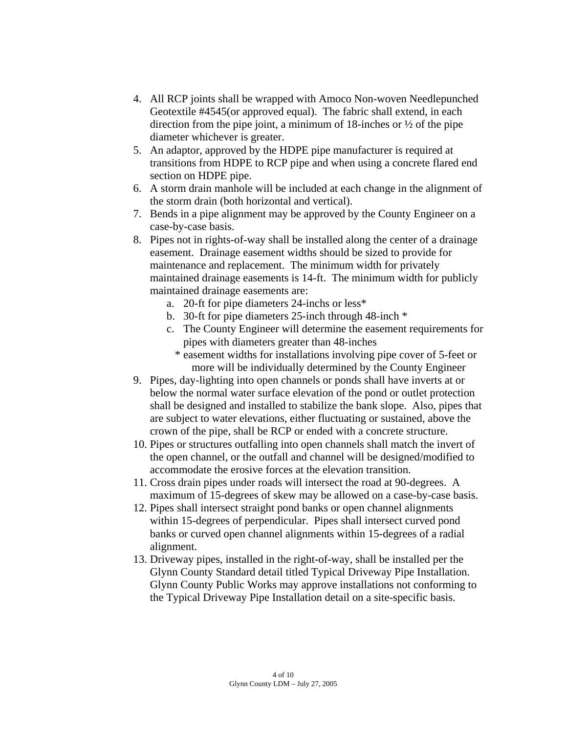4. All RCP joints shall be wrapped with Amoco Non-woven Needlepunched Geotextile #4545(or approved equal). The fabric shall extend, in each direction from the pipe joint, a minimum of 18-inches or ½ of the pipe diameter whichever is greater.
5. An adaptor, approved by the HDPE pipe manufacturer is required at transitions from HDPE to RCP pipe and when using a concrete flared end section on HDPE pipe.
6. A storm drain manhole will be included at each change in the alignment of the storm drain (both horizontal and vertical).
7. Bends in a pipe alignment may be approved by the County Engineer on a case-by-case basis.
8. Pipes not in rights-of-way shall be installed along the center of a drainage easement. Drainage easement widths should be sized to provide for maintenance and replacement. The minimum width for privately maintained drainage easements is 14-ft. The minimum width for publicly maintained drainage easements are:
   a. 20-ft for pipe diameters 24-inchs or less*
   b. 30-ft for pipe diameters 25-inch through 48-inch *
   c. The County Engineer will determine the easement requirements for pipes with diameters greater than 48-inches

   \* easement widths for installations involving pipe cover of 5-feet or more will be individually determined by the County Engineer
9. Pipes, day-lighting into open channels or ponds shall have inverts at or below the normal water surface elevation of the pond or outlet protection shall be designed and installed to stabilize the bank slope. Also, pipes that are subject to water elevations, either fluctuating or sustained, above the crown of the pipe, shall be RCP or ended with a concrete structure.
10. Pipes or structures outfalling into open channels shall match the invert of the open channel, or the outfall and channel will be designed/modified to accommodate the erosive forces at the elevation transition.
11. Cross drain pipes under roads will intersect the road at 90-degrees. A maximum of 15-degrees of skew may be allowed on a case-by-case basis.
12. Pipes shall intersect straight pond banks or open channel alignments within 15-degrees of perpendicular. Pipes shall intersect curved pond banks or curved open channel alignments within 15-degrees of a radial alignment.
13. Driveway pipes, installed in the right-of-way, shall be installed per the Glynn County Standard detail titled Typical Driveway Pipe Installation. Glynn County Public Works may approve installations not conforming to the Typical Driveway Pipe Installation detail on a site-specific basis.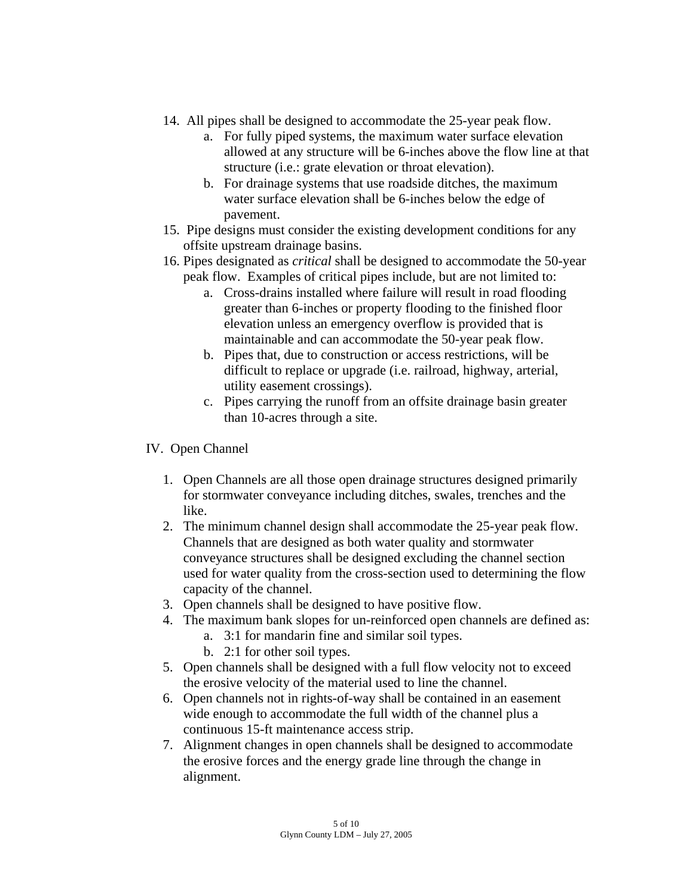14. All pipes shall be designed to accommodate the 25-year peak flow.
    a. For fully piped systems, the maximum water surface elevation allowed at any structure will be 6-inches above the flow line at that structure (i.e.: grate elevation or throat elevation).
    b. For drainage systems that use roadside ditches, the maximum water surface elevation shall be 6-inches below the edge of pavement.
15. Pipe designs must consider the existing development conditions for any offsite upstream drainage basins.
16. Pipes designated as *critical* shall be designed to accommodate the 50-year peak flow. Examples of critical pipes include, but are not limited to:
    a. Cross-drains installed where failure will result in road flooding greater than 6-inches or property flooding to the finished floor elevation unless an emergency overflow is provided that is maintainable and can accommodate the 50-year peak flow.
    b. Pipes that, due to construction or access restrictions, will be difficult to replace or upgrade (i.e. railroad, highway, arterial, utility easement crossings).
    c. Pipes carrying the runoff from an offsite drainage basin greater than 10-acres through a site.

## IV. Open Channel

1. Open Channels are all those open drainage structures designed primarily for stormwater conveyance including ditches, swales, trenches and the like.
2. The minimum channel design shall accommodate the 25-year peak flow. Channels that are designed as both water quality and stormwater conveyance structures shall be designed excluding the channel section used for water quality from the cross-section used to determining the flow capacity of the channel.
3. Open channels shall be designed to have positive flow.
4. The maximum bank slopes for un-reinforced open channels are defined as:
    a. 3:1 for mandarin fine and similar soil types.
    b. 2:1 for other soil types.
5. Open channels shall be designed with a full flow velocity not to exceed the erosive velocity of the material used to line the channel.
6. Open channels not in rights-of-way shall be contained in an easement wide enough to accommodate the full width of the channel plus a continuous 15-ft maintenance access strip.
7. Alignment changes in open channels shall be designed to accommodate the erosive forces and the energy grade line through the change in alignment.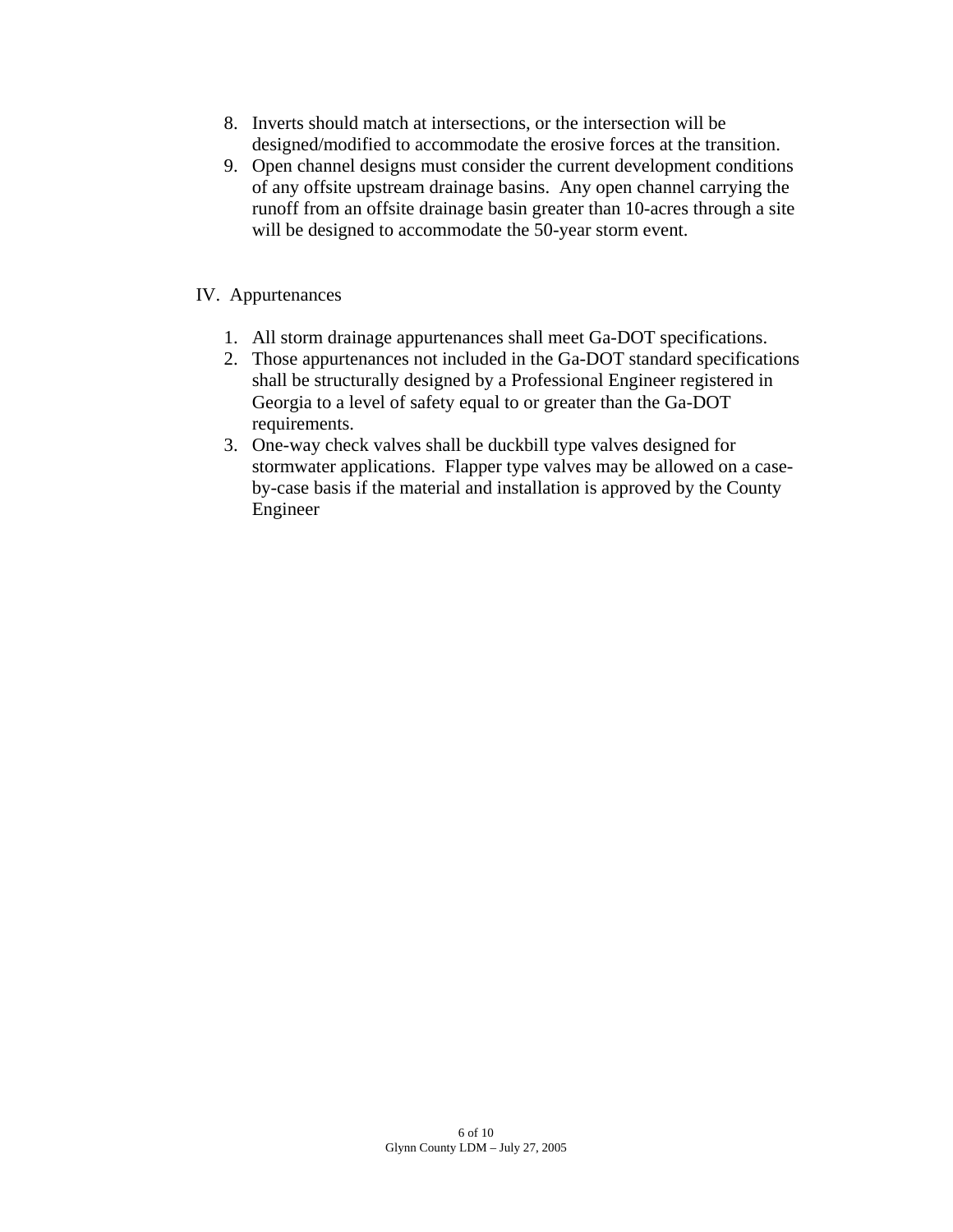8. Inverts should match at intersections, or the intersection will be designed/modified to accommodate the erosive forces at the transition.
9. Open channel designs must consider the current development conditions of any offsite upstream drainage basins. Any open channel carrying the runoff from an offsite drainage basin greater than 10-acres through a site will be designed to accommodate the 50-year storm event.

## IV. Appurtenances

1. All storm drainage appurtenances shall meet Ga-DOT specifications.
2. Those appurtenances not included in the Ga-DOT standard specifications shall be structurally designed by a Professional Engineer registered in Georgia to a level of safety equal to or greater than the Ga-DOT requirements.
3. One-way check valves shall be duckbill type valves designed for stormwater applications. Flapper type valves may be allowed on a case-by-case basis if the material and installation is approved by the County Engineer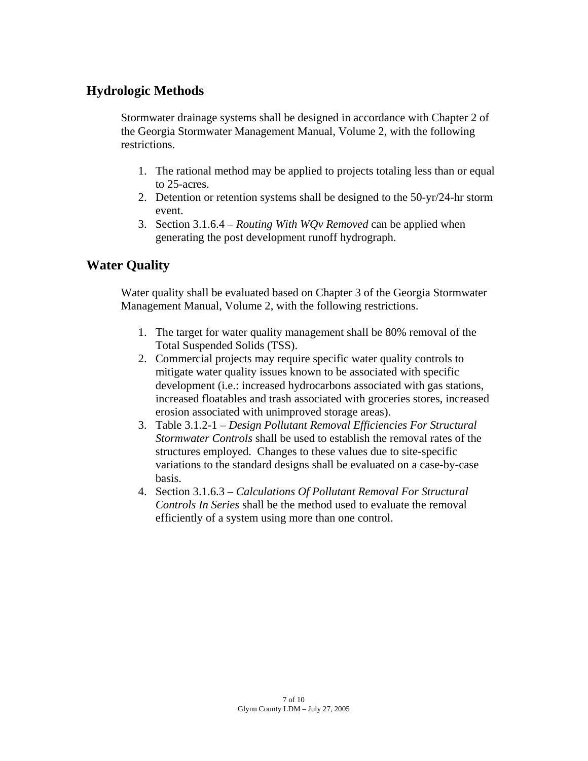## Hydrologic Methods

Stormwater drainage systems shall be designed in accordance with Chapter 2 of the Georgia Stormwater Management Manual, Volume 2, with the following restrictions.

1. The rational method may be applied to projects totaling less than or equal to 25-acres.
2. Detention or retention systems shall be designed to the 50-yr/24-hr storm event.
3. Section 3.1.6.4 – *Routing With WQv Removed* can be applied when generating the post development runoff hydrograph.

## Water Quality

Water quality shall be evaluated based on Chapter 3 of the Georgia Stormwater Management Manual, Volume 2, with the following restrictions.

1. The target for water quality management shall be 80% removal of the Total Suspended Solids (TSS).
2. Commercial projects may require specific water quality controls to mitigate water quality issues known to be associated with specific development (i.e.: increased hydrocarbons associated with gas stations, increased floatables and trash associated with groceries stores, increased erosion associated with unimproved storage areas).
3. Table 3.1.2-1 – *Design Pollutant Removal Efficiencies For Structural Stormwater Controls* shall be used to establish the removal rates of the structures employed. Changes to these values due to site-specific variations to the standard designs shall be evaluated on a case-by-case basis.
4. Section 3.1.6.3 – *Calculations Of Pollutant Removal For Structural Controls In Series* shall be the method used to evaluate the removal efficiently of a system using more than one control.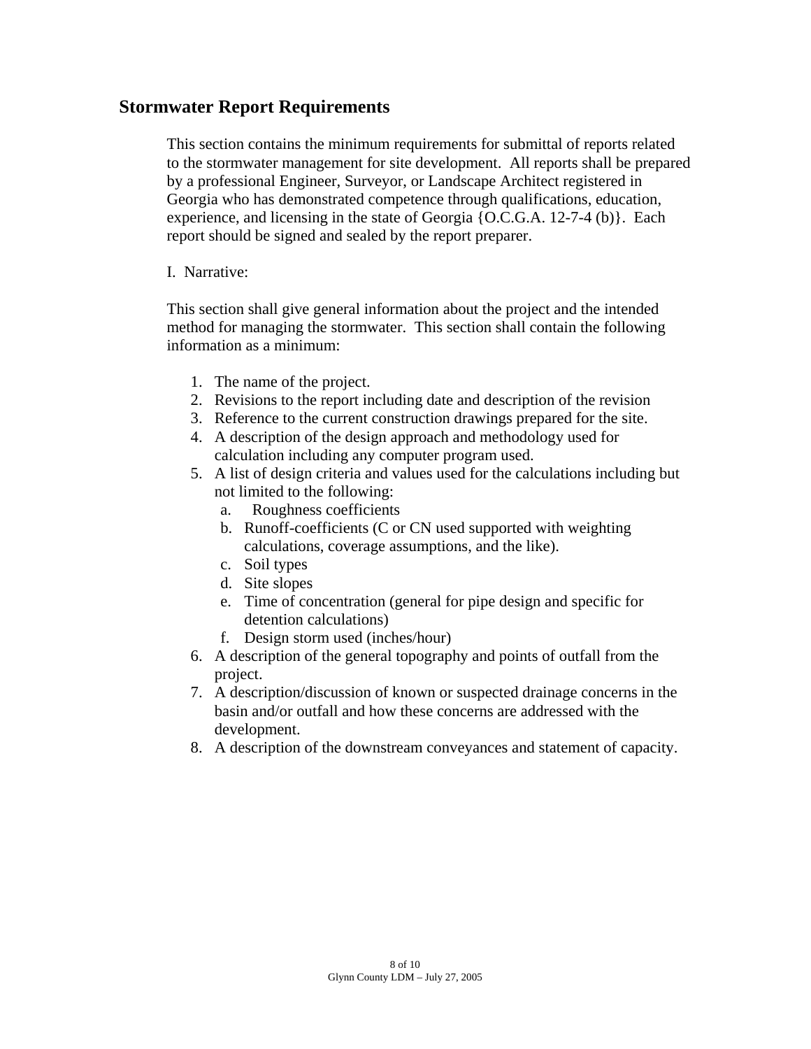## Stormwater Report Requirements

This section contains the minimum requirements for submittal of reports related to the stormwater management for site development. All reports shall be prepared by a professional Engineer, Surveyor, or Landscape Architect registered in Georgia who has demonstrated competence through qualifications, education, experience, and licensing in the state of Georgia {O.C.G.A. 12-7-4 (b)}. Each report should be signed and sealed by the report preparer.

I. Narrative:

This section shall give general information about the project and the intended method for managing the stormwater. This section shall contain the following information as a minimum:

1. The name of the project.
2. Revisions to the report including date and description of the revision
3. Reference to the current construction drawings prepared for the site.
4. A description of the design approach and methodology used for calculation including any computer program used.
5. A list of design criteria and values used for the calculations including but not limited to the following:
   a. Roughness coefficients
   b. Runoff-coefficients (C or CN used supported with weighting calculations, coverage assumptions, and the like).
   c. Soil types
   d. Site slopes
   e. Time of concentration (general for pipe design and specific for detention calculations)
   f. Design storm used (inches/hour)
6. A description of the general topography and points of outfall from the project.
7. A description/discussion of known or suspected drainage concerns in the basin and/or outfall and how these concerns are addressed with the development.
8. A description of the downstream conveyances and statement of capacity.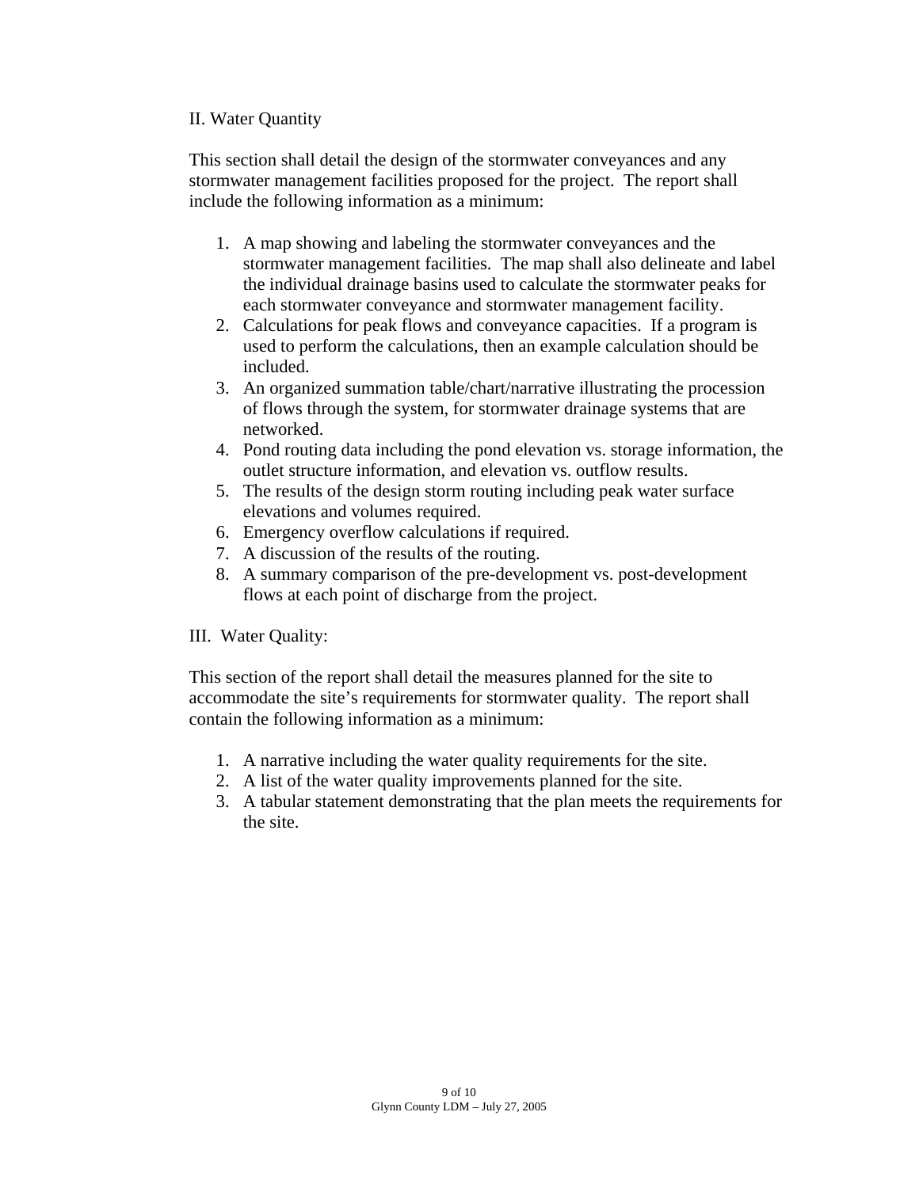## II. Water Quantity

This section shall detail the design of the stormwater conveyances and any stormwater management facilities proposed for the project. The report shall include the following information as a minimum:

1. A map showing and labeling the stormwater conveyances and the stormwater management facilities. The map shall also delineate and label the individual drainage basins used to calculate the stormwater peaks for each stormwater conveyance and stormwater management facility.
2. Calculations for peak flows and conveyance capacities. If a program is used to perform the calculations, then an example calculation should be included.
3. An organized summation table/chart/narrative illustrating the procession of flows through the system, for stormwater drainage systems that are networked.
4. Pond routing data including the pond elevation vs. storage information, the outlet structure information, and elevation vs. outflow results.
5. The results of the design storm routing including peak water surface elevations and volumes required.
6. Emergency overflow calculations if required.
7. A discussion of the results of the routing.
8. A summary comparison of the pre-development vs. post-development flows at each point of discharge from the project.

## III. Water Quality:

This section of the report shall detail the measures planned for the site to accommodate the site's requirements for stormwater quality. The report shall contain the following information as a minimum:

1. A narrative including the water quality requirements for the site.
2. A list of the water quality improvements planned for the site.
3. A tabular statement demonstrating that the plan meets the requirements for the site.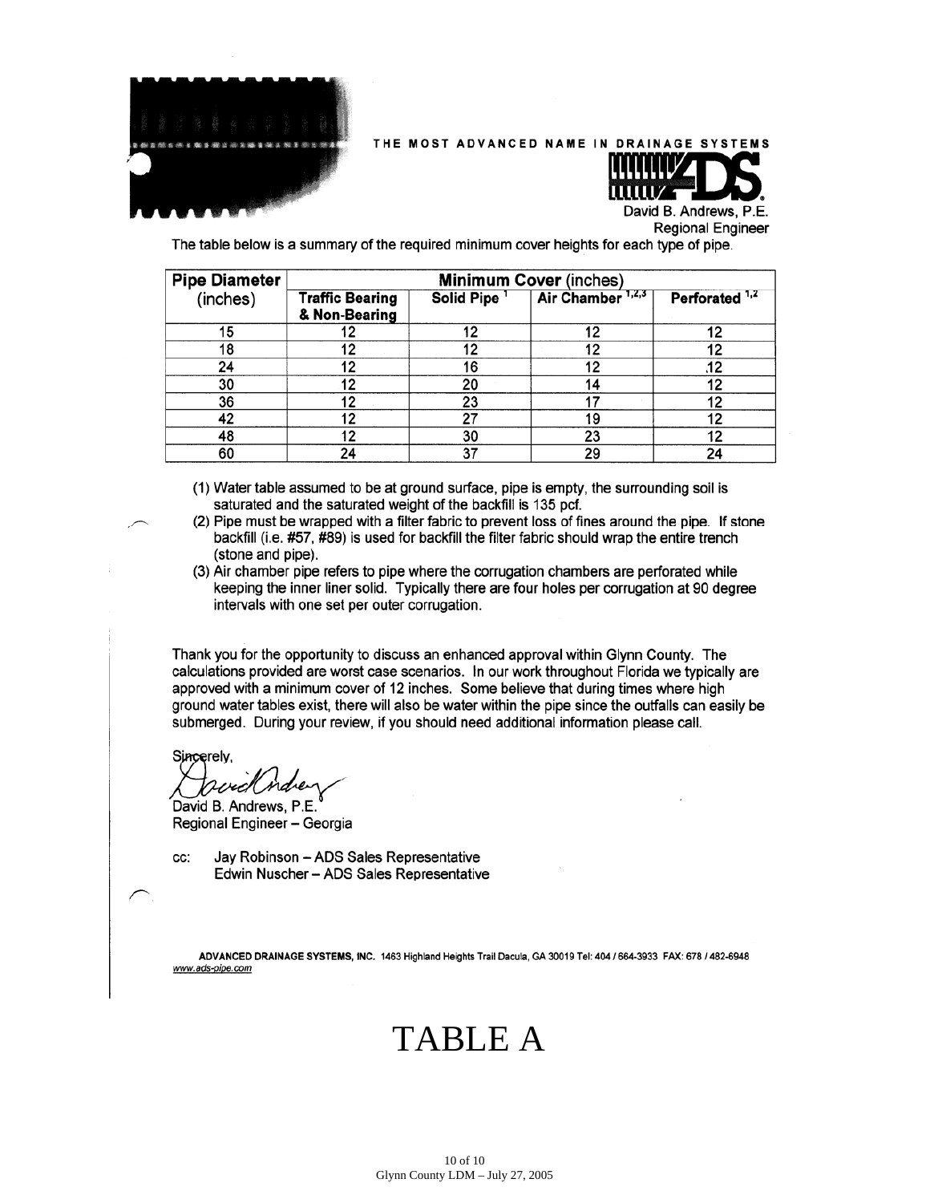THE MOST ADVANCED NAME IN DRAINAGE SYSTEMS

ADS

David B. Andrews, P.E.
Regional Engineer

The table below is a summary of the required minimum cover heights for each type of pipe.

| Pipe Diameter (inches) | Minimum Cover (inches) | | | |
|---|---|---|---|---|
| | Traffic Bearing & Non-Bearing | Solid Pipe [1] | Air Chamber [1,2,3] | Perforated [1,2] |
| 15 | 12 | 12 | 12 | 12 |
| 18 | 12 | 12 | 12 | 12 |
| 24 | 12 | 16 | 12 | 12 |
| 30 | 12 | 20 | 14 | 12 |
| 36 | 12 | 23 | 17 | 12 |
| 42 | 12 | 27 | 19 | 12 |
| 48 | 12 | 30 | 23 | 12 |
| 60 | 24 | 37 | 29 | 24 |

(1) Water table assumed to be at ground surface, pipe is empty, the surrounding soil is saturated and the saturated weight of the backfill is 135 pcf.

(2) Pipe must be wrapped with a filter fabric to prevent loss of fines around the pipe. If stone backfill (i.e. #57, #89) is used for backfill the filter fabric should wrap the entire trench (stone and pipe).

(3) Air chamber pipe refers to pipe where the corrugation chambers are perforated while keeping the inner liner solid. Typically there are four holes per corrugation at 90 degree intervals with one set per outer corrugation.

Thank you for the opportunity to discuss an enhanced approval within Glynn County. The calculations provided are worst case scenarios. In our work throughout Florida we typically are approved with a minimum cover of 12 inches. Some believe that during times where high ground water tables exist, there will also be water within the pipe since the outfalls can easily be submerged. During your review, if you should need additional information please call.

Sincerely,

David B. Andrews, P.E.
Regional Engineer – Georgia

cc: Jay Robinson – ADS Sales Representative
Edwin Nuscher – ADS Sales Representative

ADVANCED DRAINAGE SYSTEMS, INC. 1463 Highland Heights Trail Dacula, GA 30019 Tel: 404 / 664-3933 FAX: 678 / 482-6948
www.ads-pipe.com

# TABLE A